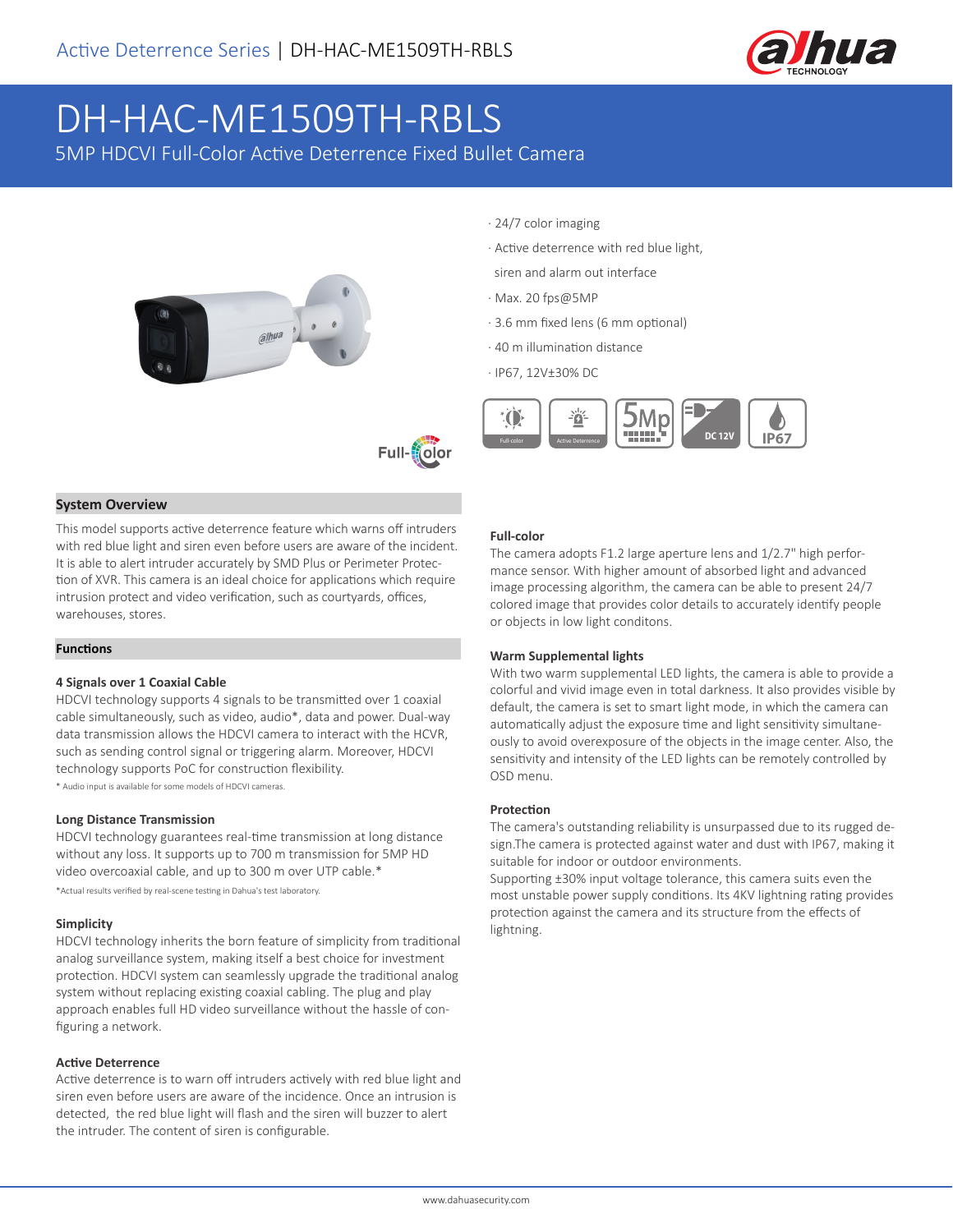# DH-HAC-ME1509TH-RBLS

5MP HDCVI Full-Color Active Deterrence Fixed Bullet Camera

- 24/7 color imaging
- Active deterrence with red blue light, siren and alarm out interface
- Max. 20 fps@5MP
- 3.6 mm fixed lens (6 mm optional)
- 40 m illumination distance
- IP67, 12V±30% DC

## System Overview

This model supports active deterrence feature which warns off intruders with red blue light and siren even before users are aware of the incident. It is able to alert intruder accurately by SMD Plus or Perimeter Protection of XVR. This camera is an ideal choice for applications which require intrusion protect and video verification, such as courtyards, offices, warehouses, stores.

## Functions

### 4 Signals over 1 Coaxial Cable

HDCVI technology supports 4 signals to be transmitted over 1 coaxial cable simultaneously, such as video, audio*, data and power. Dual-way data transmission allows the HDCVI camera to interact with the HCVR, such as sending control signal or triggering alarm. Moreover, HDCVI technology supports PoC for construction flexibility.

\* Audio input is available for some models of HDCVI cameras.

### Long Distance Transmission

HDCVI technology guarantees real-time transmission at long distance without any loss. It supports up to 700 m transmission for 5MP HD video overcoaxial cable, and up to 300 m over UTP cable.*

*Actual results verified by real-scene testing in Dahua's test laboratory.

### Simplicity

HDCVI technology inherits the born feature of simplicity from traditional analog surveillance system, making itself a best choice for investment protection. HDCVI system can seamlessly upgrade the traditional analog system without replacing existing coaxial cabling. The plug and play approach enables full HD video surveillance without the hassle of configuring a network.

### Active Deterrence

Active deterrence is to warn off intruders actively with red blue light and siren even before users are aware of the incidence. Once an intrusion is detected, the red blue light will flash and the siren will buzzer to alert the intruder. The content of siren is configurable.

### Full-color

The camera adopts F1.2 large aperture lens and 1/2.7" high performance sensor. With higher amount of absorbed light and advanced image processing algorithm, the camera can be able to present 24/7 colored image that provides color details to accurately identify people or objects in low light conditons.

### Warm Supplemental lights

With two warm supplemental LED lights, the camera is able to provide a colorful and vivid image even in total darkness. It also provides visible by default, the camera is set to smart light mode, in which the camera can automatically adjust the exposure time and light sensitivity simultaneously to avoid overexposure of the objects in the image center. Also, the sensitivity and intensity of the LED lights can be remotely controlled by OSD menu.

### Protection

The camera's outstanding reliability is unsurpassed due to its rugged design.The camera is protected against water and dust with IP67, making it suitable for indoor or outdoor environments.

Supporting ±30% input voltage tolerance, this camera suits even the most unstable power supply conditions. Its 4KV lightning rating provides protection against the camera and its structure from the effects of lightning.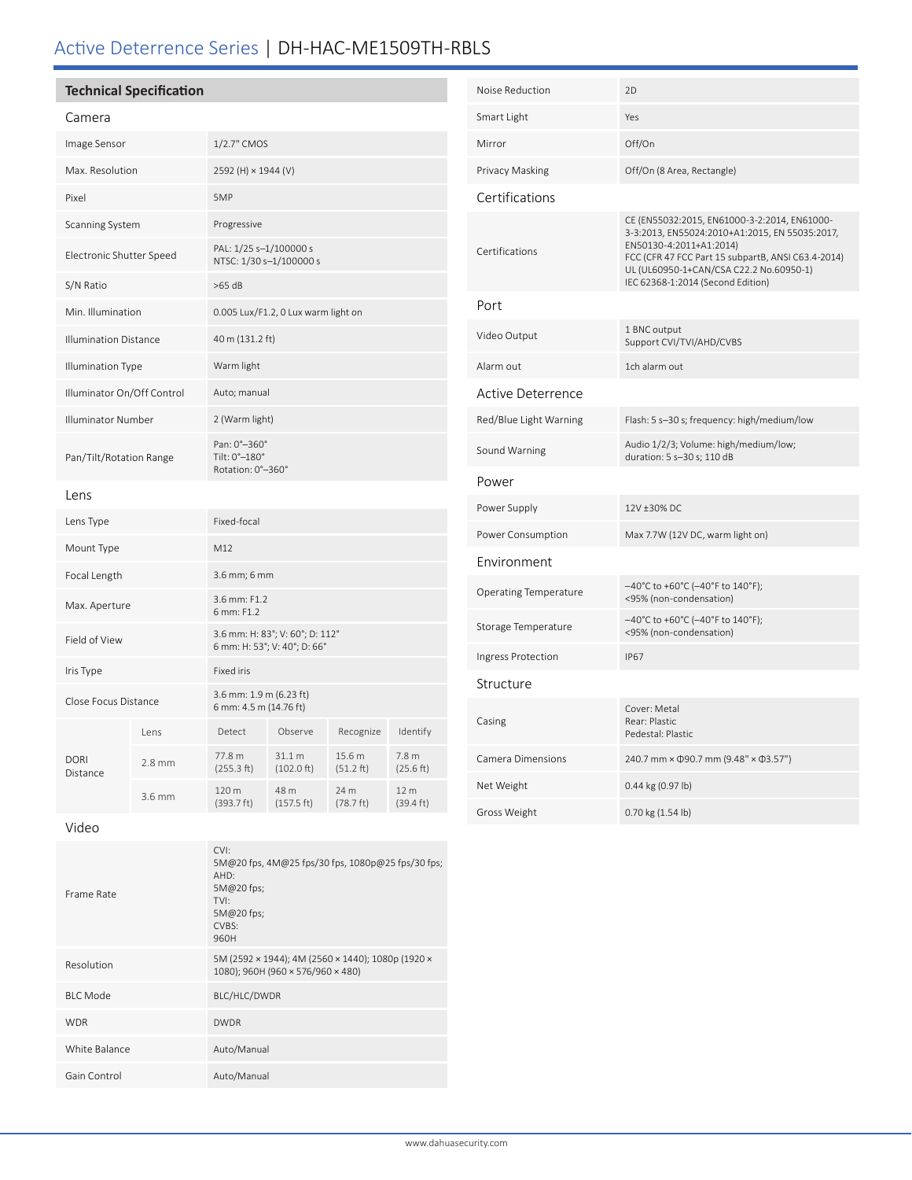# Active Deterrence Series | DH-HAC-ME1509TH-RBLS

## Technical Specification

### Camera

| | |
|---|---|
| Image Sensor | 1/2.7" CMOS |
| Max. Resolution | 2592 (H) × 1944 (V) |
| Pixel | 5MP |
| Scanning System | Progressive |
| Electronic Shutter Speed | PAL: 1/25 s–1/100000 s<br>NTSC: 1/30 s–1/100000 s |
| S/N Ratio | >65 dB |
| Min. Illumination | 0.005 Lux/F1.2, 0 Lux warm light on |
| Illumination Distance | 40 m (131.2 ft) |
| Illumination Type | Warm light |
| Illuminator On/Off Control | Auto; manual |
| Illuminator Number | 2 (Warm light) |
| Pan/Tilt/Rotation Range | Pan: 0°–360°<br>Tilt: 0°–180°<br>Rotation: 0°–360° |

### Lens

| | | | | | |
|---|---|---|---|---|---|
| Lens Type | Fixed-focal | | | | |
| Mount Type | M12 | | | | |
| Focal Length | 3.6 mm; 6 mm | | | | |
| Max. Aperture | 3.6 mm: F1.2<br>6 mm: F1.2 | | | | |
| Field of View | 3.6 mm: H: 83°; V: 60°; D: 112°<br>6 mm: H: 53°; V: 40°; D: 66° | | | | |
| Iris Type | Fixed iris | | | | |
| Close Focus Distance | 3.6 mm: 1.9 m (6.23 ft)<br>6 mm: 4.5 m (14.76 ft) | | | | |
| DORI Distance | Lens | Detect | Observe | Recognize | Identify |
| | 2.8 mm | 77.8 m (255.3 ft) | 31.1 m (102.0 ft) | 15.6 m (51.2 ft) | 7.8 m (25.6 ft) |
| | 3.6 mm | 120 m (393.7 ft) | 48 m (157.5 ft) | 24 m (78.7 ft) | 12 m (39.4 ft) |

### Video

| | |
|---|---|
| Frame Rate | CVI:<br>5M@20 fps, 4M@25 fps/30 fps, 1080p@25 fps/30 fps;<br>AHD:<br>5M@20 fps;<br>TVI:<br>5M@20 fps;<br>CVBS:<br>960H |
| Resolution | 5M (2592 × 1944); 4M (2560 × 1440); 1080p (1920 × 1080); 960H (960 × 576/960 × 480) |
| BLC Mode | BLC/HLC/DWDR |
| WDR | DWDR |
| White Balance | Auto/Manual |
| Gain Control | Auto/Manual |
| Noise Reduction | 2D |
| Smart Light | Yes |
| Mirror | Off/On |
| Privacy Masking | Off/On (8 Area, Rectangle) |

### Certifications

| | |
|---|---|
| Certifications | CE (EN55032:2015, EN61000-3-2:2014, EN61000-3-3:2013, EN55024:2010+A1:2015, EN 55035:2017, EN50130-4:2011+A1:2014)<br>FCC (CFR 47 FCC Part 15 subpartB, ANSI C63.4-2014)<br>UL (UL60950-1+CAN/CSA C22.2 No.60950-1)<br>IEC 62368-1:2014 (Second Edition) |

### Port

| | |
|---|---|
| Video Output | 1 BNC output<br>Support CVI/TVI/AHD/CVBS |
| Alarm out | 1ch alarm out |

### Active Deterrence

| | |
|---|---|
| Red/Blue Light Warning | Flash: 5 s–30 s; frequency: high/medium/low |
| Sound Warning | Audio 1/2/3; Volume: high/medium/low; duration: 5 s–30 s; 110 dB |

### Power

| | |
|---|---|
| Power Supply | 12V ±30% DC |
| Power Consumption | Max 7.7W (12V DC, warm light on) |

### Environment

| | |
|---|---|
| Operating Temperature | –40°C to +60°C (–40°F to 140°F);<br><95% (non-condensation) |
| Storage Temperature | –40°C to +60°C (–40°F to 140°F);<br><95% (non-condensation) |
| Ingress Protection | IP67 |

### Structure

| | |
|---|---|
| Casing | Cover: Metal<br>Rear: Plastic<br>Pedestal: Plastic |
| Camera Dimensions | 240.7 mm × Φ90.7 mm (9.48" × Φ3.57") |
| Net Weight | 0.44 kg (0.97 lb) |
| Gross Weight | 0.70 kg (1.54 lb) |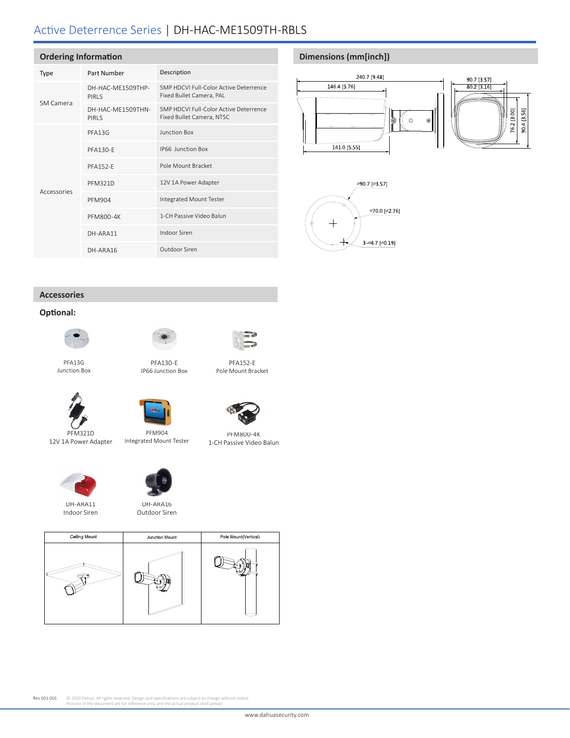## Active Deterrence Series | DH-HAC-ME1509TH-RBLS

## Ordering Information

| Type | Part Number | Description |
|---|---|---|
| 5M Camera | DH-HAC-ME1509THP-PIRLS | 5MP HDCVI Full-Color Active Deterrence Fixed Bullet Camera, PAL |
| | DH-HAC-ME1509THN-PIRLS | 5MP HDCVI Full-Color Active Deterrence Fixed Bullet Camera, NTSC |
| Accessories | PFA13G | Junction Box |
| | PFA130-E | IP66 Junction Box |
| | PFA152-E | Pole Mount Bracket |
| | PFM321D | 12V 1A Power Adapter |
| | PFM904 | Integrated Mount Tester |
| | PFM800-4K | 1-CH Passive Video Balun |
| | DH-ARA11 | Indoor Siren |
| | DH-ARA16 | Outdoor Siren |

## Dimensions (mm[inch])

240.7 [9.48]
146.4 [5.76]
141.0 [5.55]
90.7 [3.57]
80.2 [3.16]
76.2 [3.00]
90.4 [3.56]
⌀90.7 [⌀3.57]
⌀70.0 [⌀2.76]
3-⌀4.7 [⌀0.19]

## Accessories

**Optional:**

PFA13G
Junction Box

PFA130-E
IP66 Junction Box

PFA152-E
Pole Mount Bracket

PFM321D
12V 1A Power Adapter

PFM904
Integrated Mount Tester

PFM800-4K
1-CH Passive Video Balun

DH-ARA11
Indoor Siren

DH-ARA16
Outdoor Siren

Ceiling Mount
Junction Mount
Pole Mount(Vertical)

Rev 001.001 © 2020 Dahua. All rights reserved. Design and specifications are subject to change without notice.
Pictures in the document are for reference only, and the actual product shall prevail.

www.dahuasecurity.com